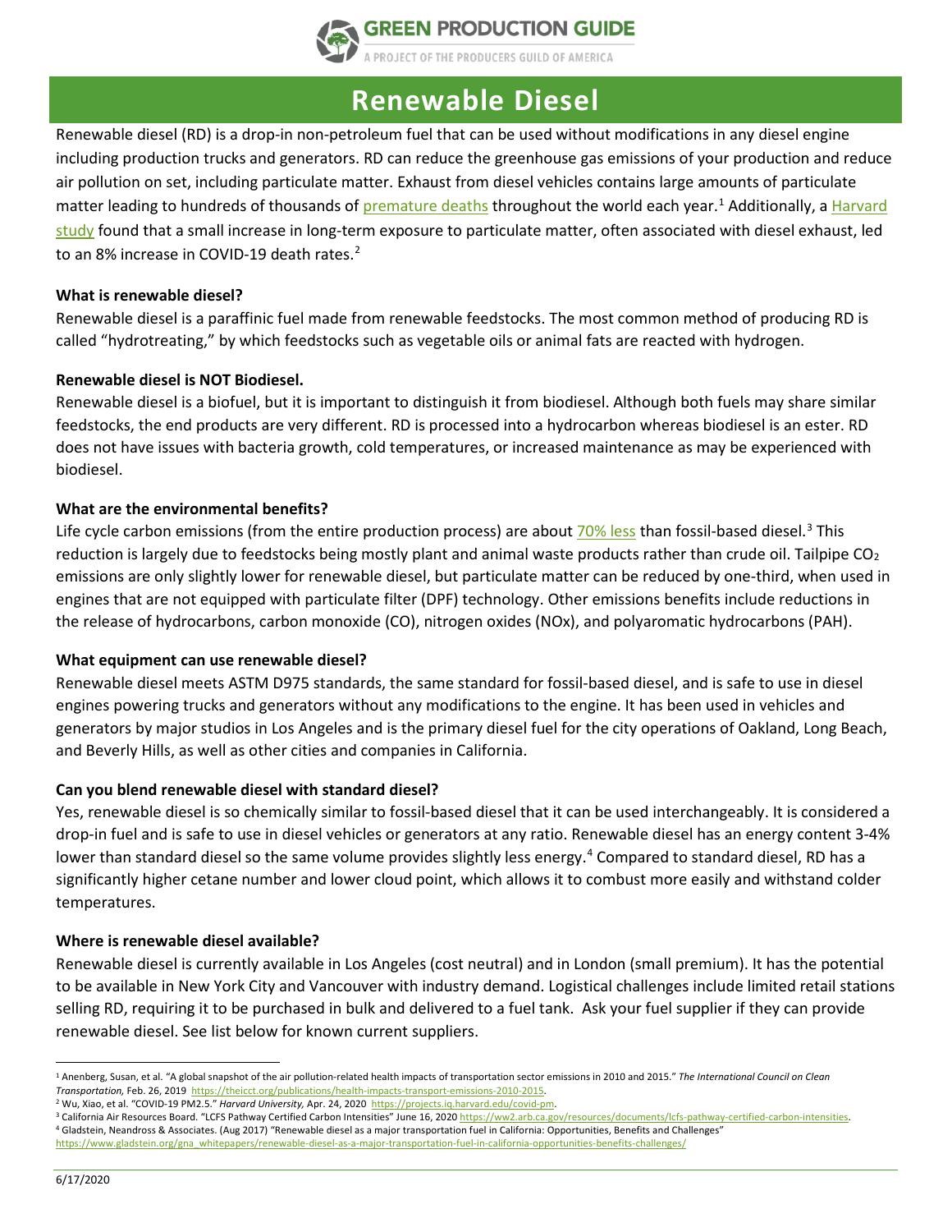# Renewable Diesel

Renewable diesel (RD) is a drop-in non-petroleum fuel that can be used without modifications in any diesel engine including production trucks and generators. RD can reduce the greenhouse gas emissions of your production and reduce air pollution on set, including particulate matter. Exhaust from diesel vehicles contains large amounts of particulate matter leading to hundreds of thousands of premature deaths throughout the world each year.[1] Additionally, a Harvard study found that a small increase in long-term exposure to particulate matter, often associated with diesel exhaust, led to an 8% increase in COVID-19 death rates.[2]

**What is renewable diesel?**

Renewable diesel is a paraffinic fuel made from renewable feedstocks. The most common method of producing RD is called "hydrotreating," by which feedstocks such as vegetable oils or animal fats are reacted with hydrogen.

**Renewable diesel is NOT Biodiesel.**

Renewable diesel is a biofuel, but it is important to distinguish it from biodiesel. Although both fuels may share similar feedstocks, the end products are very different. RD is processed into a hydrocarbon whereas biodiesel is an ester. RD does not have issues with bacteria growth, cold temperatures, or increased maintenance as may be experienced with biodiesel.

**What are the environmental benefits?**

Life cycle carbon emissions (from the entire production process) are about 70% less than fossil-based diesel.[3] This reduction is largely due to feedstocks being mostly plant and animal waste products rather than crude oil. Tailpipe $CO_2$ emissions are only slightly lower for renewable diesel, but particulate matter can be reduced by one-third, when used in engines that are not equipped with particulate filter (DPF) technology. Other emissions benefits include reductions in the release of hydrocarbons, carbon monoxide (CO), nitrogen oxides (NOx), and polyaromatic hydrocarbons (PAH).

**What equipment can use renewable diesel?**

Renewable diesel meets ASTM D975 standards, the same standard for fossil-based diesel, and is safe to use in diesel engines powering trucks and generators without any modifications to the engine. It has been used in vehicles and generators by major studios in Los Angeles and is the primary diesel fuel for the city operations of Oakland, Long Beach, and Beverly Hills, as well as other cities and companies in California.

**Can you blend renewable diesel with standard diesel?**

Yes, renewable diesel is so chemically similar to fossil-based diesel that it can be used interchangeably. It is considered a drop-in fuel and is safe to use in diesel vehicles or generators at any ratio. Renewable diesel has an energy content 3-4% lower than standard diesel so the same volume provides slightly less energy.[4] Compared to standard diesel, RD has a significantly higher cetane number and lower cloud point, which allows it to combust more easily and withstand colder temperatures.

**Where is renewable diesel available?**

Renewable diesel is currently available in Los Angeles (cost neutral) and in London (small premium). It has the potential to be available in New York City and Vancouver with industry demand. Logistical challenges include limited retail stations selling RD, requiring it to be purchased in bulk and delivered to a fuel tank. Ask your fuel supplier if they can provide renewable diesel. See list below for known current suppliers.

---

[1] Anenberg, Susan, et al. "A global snapshot of the air pollution-related health impacts of transportation sector emissions in 2010 and 2015." *The International Council on Clean Transportation,* Feb. 26, 2019 https://theicct.org/publications/health-impacts-transport-emissions-2010-2015.

[2] Wu, Xiao, et al. "COVID-19 PM2.5." *Harvard University,* Apr. 24, 2020 https://projects.iq.harvard.edu/covid-pm.

[3] California Air Resources Board. "LCFS Pathway Certified Carbon Intensities" June 16, 2020 https://ww2.arb.ca.gov/resources/documents/lcfs-pathway-certified-carbon-intensities.

[4] Gladstein, Neandross & Associates. (Aug 2017) "Renewable diesel as a major transportation fuel in California: Opportunities, Benefits and Challenges" https://www.gladstein.org/gna_whitepapers/renewable-diesel-as-a-major-transportation-fuel-in-california-opportunities-benefits-challenges/

6/17/2020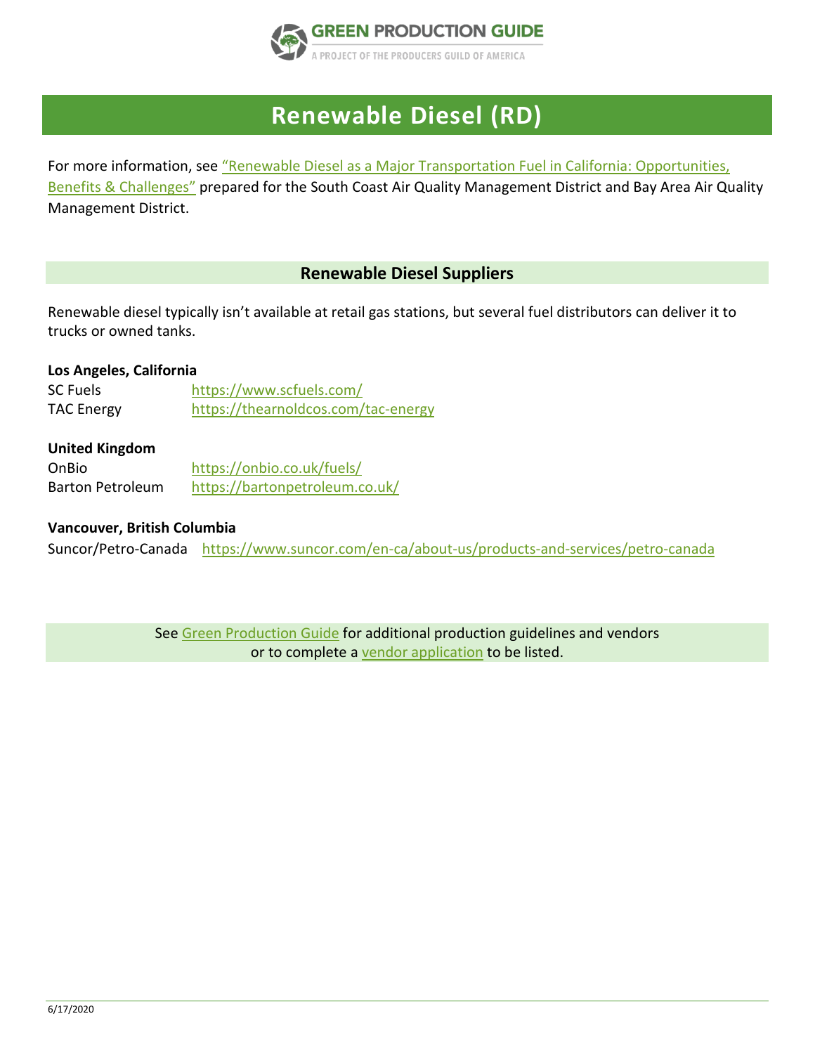# Renewable Diesel (RD)

For more information, see "Renewable Diesel as a Major Transportation Fuel in California: Opportunities, Benefits & Challenges" prepared for the South Coast Air Quality Management District and Bay Area Air Quality Management District.

## Renewable Diesel Suppliers

Renewable diesel typically isn't available at retail gas stations, but several fuel distributors can deliver it to trucks or owned tanks.

**Los Angeles, California**

| | |
|---|---|
| SC Fuels | https://www.scfuels.com/ |
| TAC Energy | https://thearnoldcos.com/tac-energy |

**United Kingdom**

| | |
|---|---|
| OnBio | https://onbio.co.uk/fuels/ |
| Barton Petroleum | https://bartonpetroleum.co.uk/ |

**Vancouver, British Columbia**

| | |
|---|---|
| Suncor/Petro-Canada | https://www.suncor.com/en-ca/about-us/products-and-services/petro-canada |

See Green Production Guide for additional production guidelines and vendors or to complete a vendor application to be listed.

6/17/2020